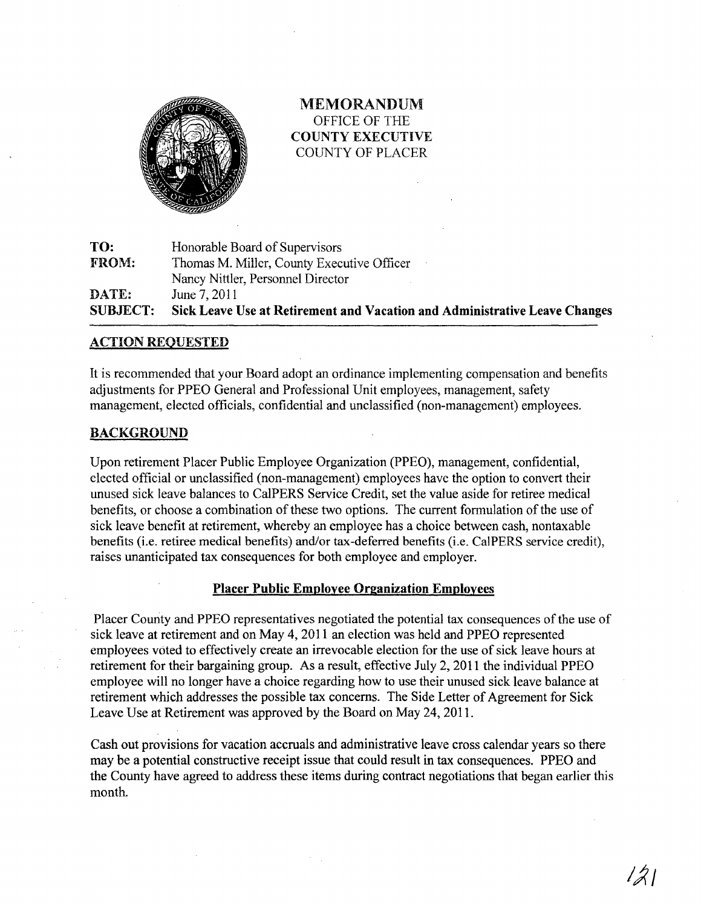# MEMORANDUM
OFFICE OF THE
**COUNTY EXECUTIVE**
COUNTY OF PLACER

**TO:** Honorable Board of Supervisors
**FROM:** Thomas M. Miller, County Executive Officer
Nancy Nittler, Personnel Director
**DATE:** June 7, 2011
**SUBJECT: Sick Leave Use at Retirement and Vacation and Administrative Leave Changes**

## ACTION REQUESTED

It is recommended that your Board adopt an ordinance implementing compensation and benefits adjustments for PPEO General and Professional Unit employees, management, safety management, elected officials, confidential and unclassified (non-management) employees.

## BACKGROUND

Upon retirement Placer Public Employee Organization (PPEO), management, confidential, elected official or unclassified (non-management) employees have the option to convert their unused sick leave balances to CalPERS Service Credit, set the value aside for retiree medical benefits, or choose a combination of these two options. The current formulation of the use of sick leave benefit at retirement, whereby an employee has a choice between cash, nontaxable benefits (i.e. retiree medical benefits) and/or tax-deferred benefits (i.e. CalPERS service credit), raises unanticipated tax consequences for both employee and employer.

### Placer Public Employee Organization Employees

Placer County and PPEO representatives negotiated the potential tax consequences of the use of sick leave at retirement and on May 4, 2011 an election was held and PPEO represented employees voted to effectively create an irrevocable election for the use of sick leave hours at retirement for their bargaining group. As a result, effective July 2, 2011 the individual PPEO employee will no longer have a choice regarding how to use their unused sick leave balance at retirement which addresses the possible tax concerns. The Side Letter of Agreement for Sick Leave Use at Retirement was approved by the Board on May 24, 2011.

Cash out provisions for vacation accruals and administrative leave cross calendar years so there may be a potential constructive receipt issue that could result in tax consequences. PPEO and the County have agreed to address these items during contract negotiations that began earlier this month.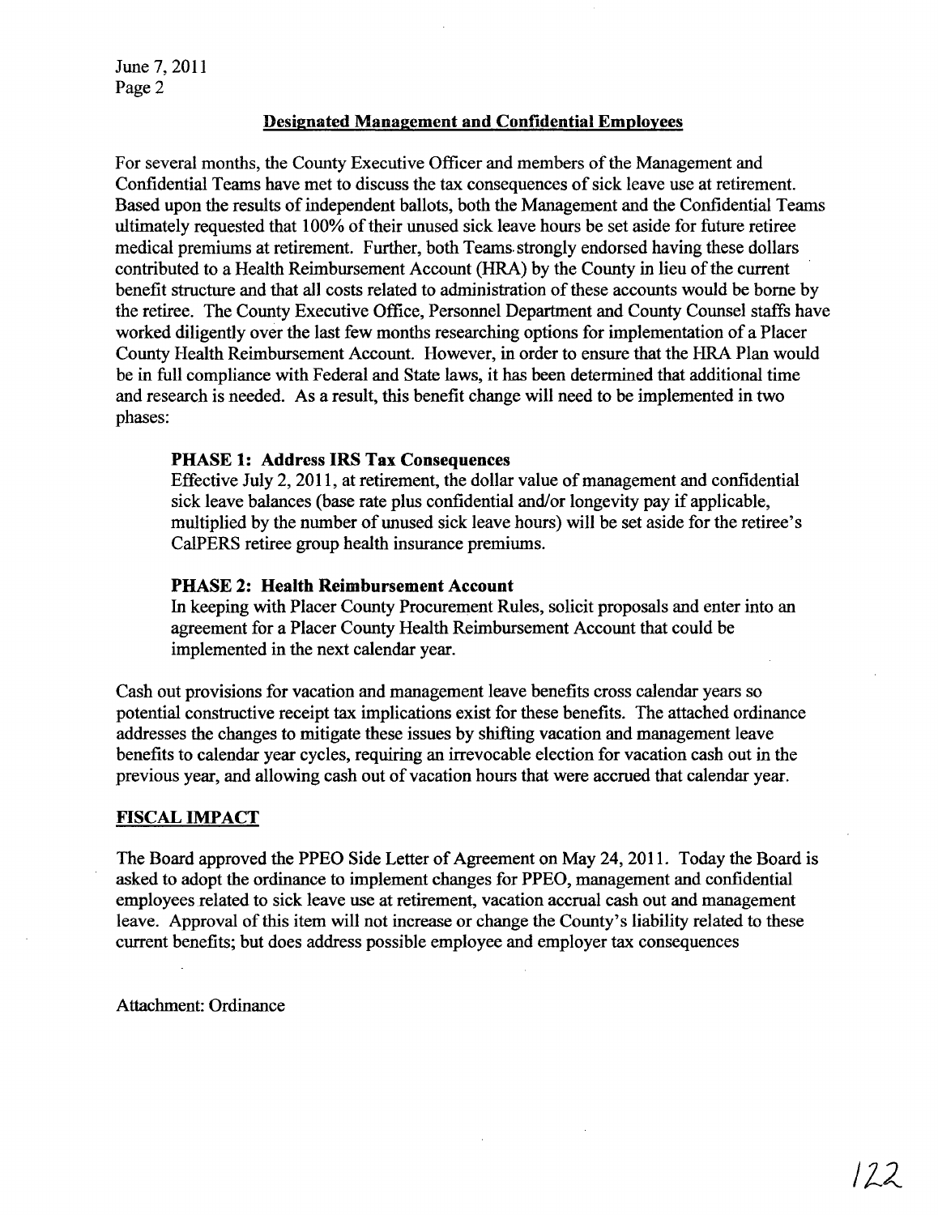## Designated Management and Confidential Employees

For several months, the County Executive Officer and members of the Management and Confidential Teams have met to discuss the tax consequences of sick leave use at retirement. Based upon the results of independent ballots, both the Management and the Confidential Teams ultimately requested that 100% of their unused sick leave hours be set aside for future retiree medical premiums at retirement. Further, both Teams strongly endorsed having these dollars contributed to a Health Reimbursement Account (HRA) by the County in lieu of the current benefit structure and that all costs related to administration of these accounts would be borne by the retiree. The County Executive Office, Personnel Department and County Counsel staffs have worked diligently over the last few months researching options for implementation of a Placer County Health Reimbursement Account. However, in order to ensure that the HRA Plan would be in full compliance with Federal and State laws, it has been determined that additional time and research is needed. As a result, this benefit change will need to be implemented in two phases:

**PHASE 1: Address IRS Tax Consequences**
Effective July 2, 2011, at retirement, the dollar value of management and confidential sick leave balances (base rate plus confidential and/or longevity pay if applicable, multiplied by the number of unused sick leave hours) will be set aside for the retiree's CalPERS retiree group health insurance premiums.

**PHASE 2: Health Reimbursement Account**
In keeping with Placer County Procurement Rules, solicit proposals and enter into an agreement for a Placer County Health Reimbursement Account that could be implemented in the next calendar year.

Cash out provisions for vacation and management leave benefits cross calendar years so potential constructive receipt tax implications exist for these benefits. The attached ordinance addresses the changes to mitigate these issues by shifting vacation and management leave benefits to calendar year cycles, requiring an irrevocable election for vacation cash out in the previous year, and allowing cash out of vacation hours that were accrued that calendar year.

## FISCAL IMPACT

The Board approved the PPEO Side Letter of Agreement on May 24, 2011. Today the Board is asked to adopt the ordinance to implement changes for PPEO, management and confidential employees related to sick leave use at retirement, vacation accrual cash out and management leave. Approval of this item will not increase or change the County's liability related to these current benefits; but does address possible employee and employer tax consequences

Attachment: Ordinance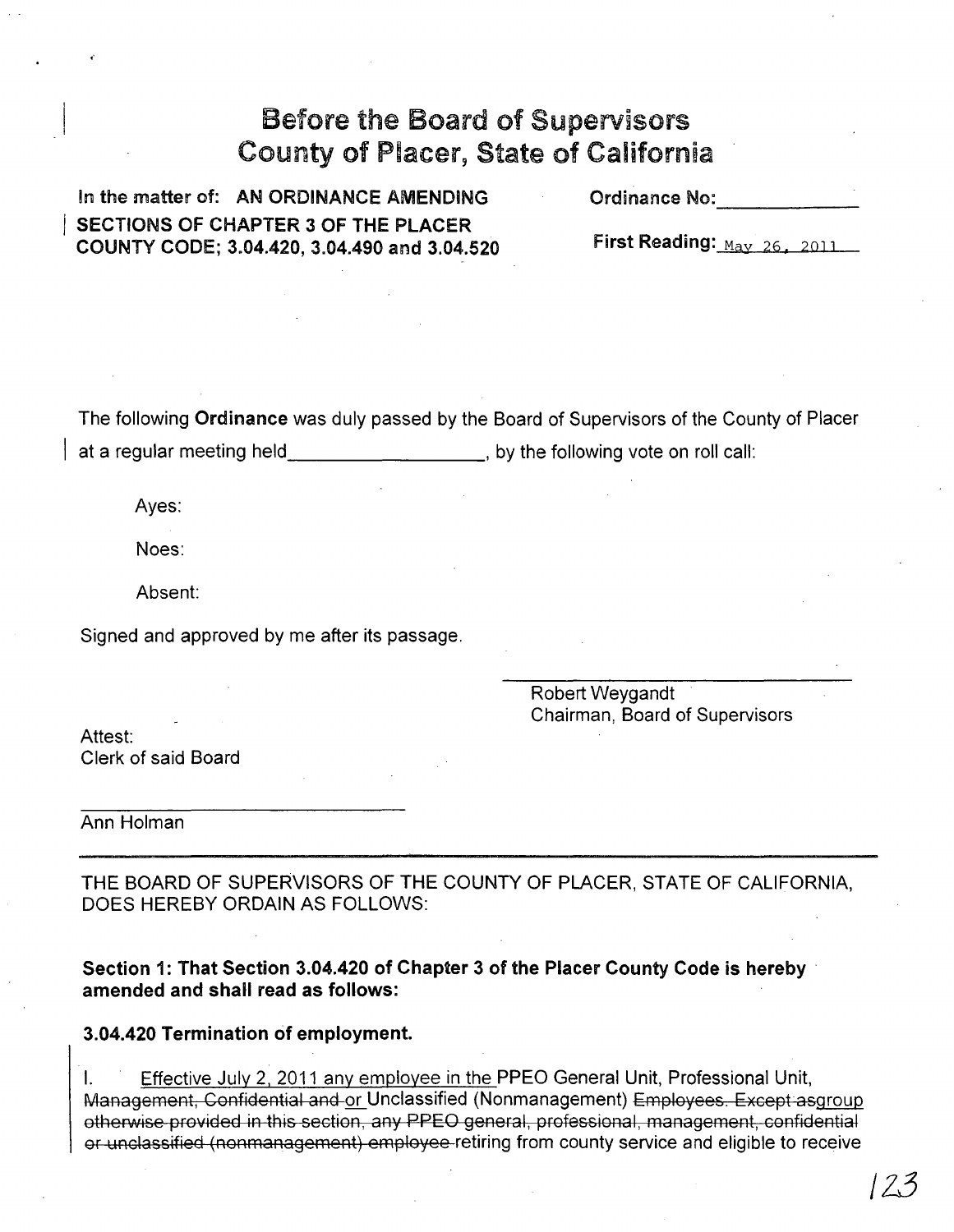# Before the Board of Supervisors
# County of Placer, State of California

**In the matter of: AN ORDINANCE AMENDING SECTIONS OF CHAPTER 3 OF THE PLACER COUNTY CODE; 3.04.420, 3.04.490 and 3.04.520**

**Ordinance No:**\_\_\_\_\_\_\_\_\_\_\_\_\_

**First Reading:** May 26, 2011

The following **Ordinance** was duly passed by the Board of Supervisors of the County of Placer at a regular meeting held\_\_\_\_\_\_\_\_\_\_\_\_\_\_\_\_\_\_\_, by the following vote on roll call:

Ayes:

Noes:

Absent:

Signed and approved by me after its passage.

\_\_\_\_\_\_\_\_\_\_\_\_\_\_\_\_\_\_\_\_\_\_\_\_\_\_\_\_\_\_
Robert Weygandt
Chairman, Board of Supervisors

Attest:
Clerk of said Board

\_\_\_\_\_\_\_\_\_\_\_\_\_\_\_\_\_\_\_\_\_\_\_\_\_\_\_\_\_\_
Ann Holman

---

THE BOARD OF SUPERVISORS OF THE COUNTY OF PLACER, STATE OF CALIFORNIA, DOES HEREBY ORDAIN AS FOLLOWS:

**Section 1: That Section 3.04.420 of Chapter 3 of the Placer County Code is hereby amended and shall read as follows:**

**3.04.420 Termination of employment.**

I. <u>Effective July 2, 2011 any employee in the</u> PPEO General Unit, Professional Unit, ~~Management, Confidential and~~ <u>or</u> Unclassified (Nonmanagement) ~~Employees. Except as~~<u>group</u> ~~otherwise provided in this section, any PPEO general, professional, management, confidential or unclassified (nonmanagement) employee~~ retiring from county service and eligible to receive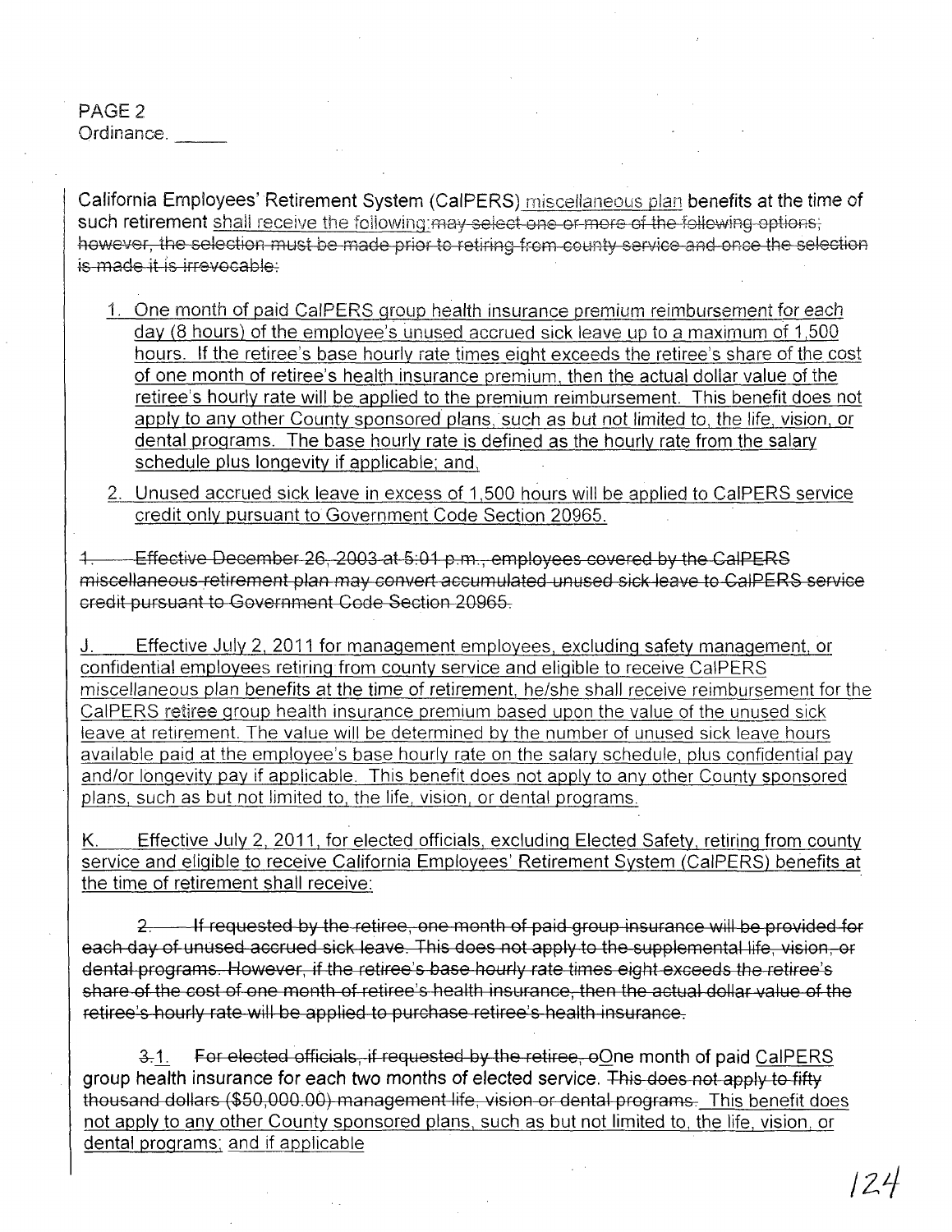California Employees' Retirement System (CalPERS) miscellaneous plan benefits at the time of such retirement shall receive the following:~~may select one or more of the following options; however, the selection must be made prior to retiring from county service and once the selection is made it is irrevocable:~~

1. One month of paid CalPERS group health insurance premium reimbursement for each day (8 hours) of the employee's unused accrued sick leave up to a maximum of 1,500 hours. If the retiree's base hourly rate times eight exceeds the retiree's share of the cost of one month of retiree's health insurance premium, then the actual dollar value of the retiree's hourly rate will be applied to the premium reimbursement. This benefit does not apply to any other County sponsored plans, such as but not limited to, the life, vision, or dental programs. The base hourly rate is defined as the hourly rate from the salary schedule plus longevity if applicable; and,
2. Unused accrued sick leave in excess of 1,500 hours will be applied to CalPERS service credit only pursuant to Government Code Section 20965.

~~I. Effective December 26, 2003 at 5:01 p.m., employees covered by the CalPERS miscellaneous retirement plan may convert accumulated unused sick leave to CalPERS service credit pursuant to Government Code Section 20965.~~

J. Effective July 2, 2011 for management employees, excluding safety management, or confidential employees retiring from county service and eligible to receive CalPERS miscellaneous plan benefits at the time of retirement, he/she shall receive reimbursement for the CalPERS retiree group health insurance premium based upon the value of the unused sick leave at retirement. The value will be determined by the number of unused sick leave hours available paid at the employee's base hourly rate on the salary schedule, plus confidential pay and/or longevity pay if applicable. This benefit does not apply to any other County sponsored plans, such as but not limited to, the life, vision, or dental programs.

K. Effective July 2, 2011, for elected officials, excluding Elected Safety, retiring from county service and eligible to receive California Employees' Retirement System (CalPERS) benefits at the time of retirement shall receive:

~~2. If requested by the retiree, one month of paid group insurance will be provided for each day of unused accrued sick leave. This does not apply to the supplemental life, vision, or dental programs. However, if the retiree's base hourly rate times eight exceeds the retiree's share of the cost of one month of retiree's health insurance, then the actual dollar value of the retiree's hourly rate will be applied to purchase retiree's health insurance.~~

~~3.~~1. ~~For elected officials, if requested by the retiree, o~~One month of paid CalPERS group health insurance for each two months of elected service. ~~This does not apply to fifty thousand dollars ($50,000.00) management life, vision or dental programs.~~ This benefit does not apply to any other County sponsored plans, such as but not limited to, the life, vision, or dental programs; and if applicable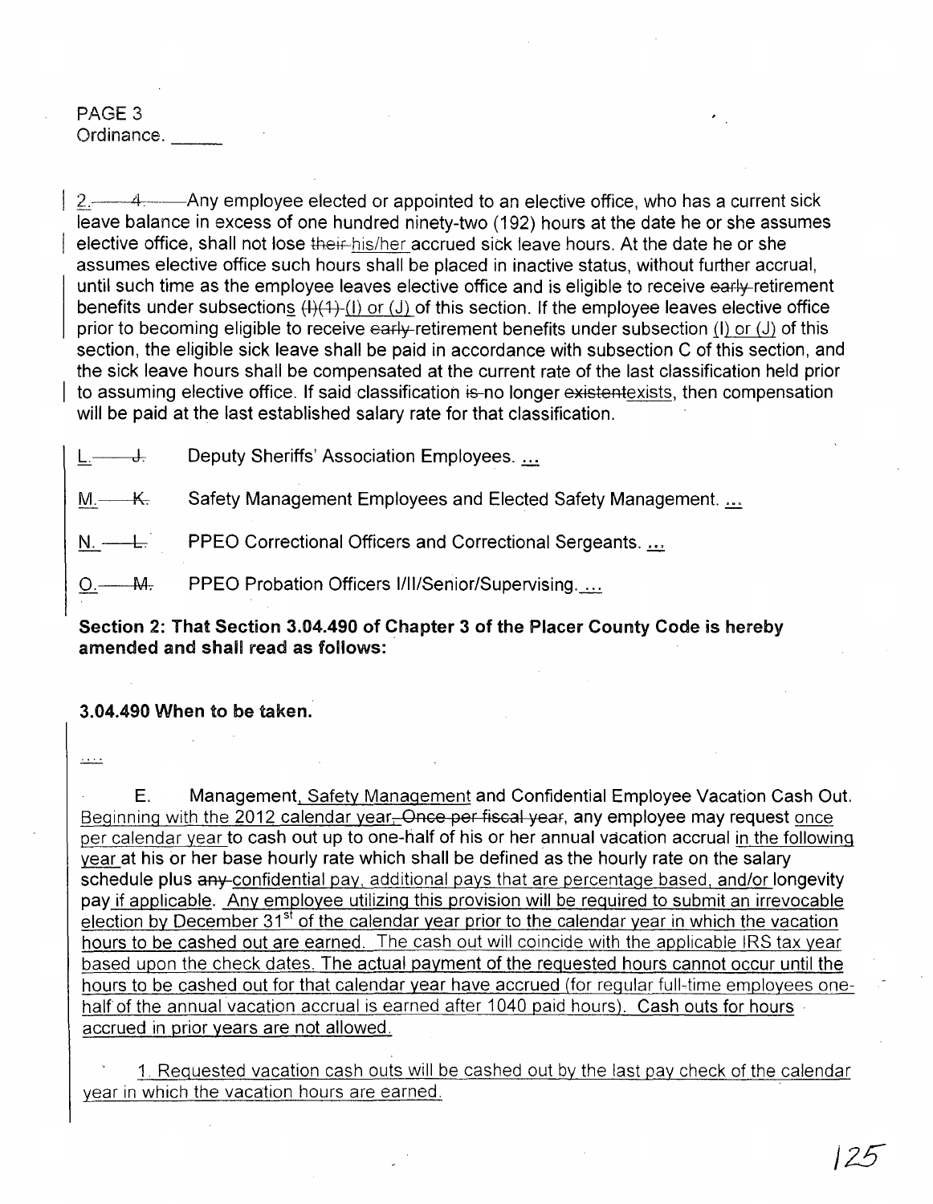PAGE 3
Ordinance. _____

2. ~~4.~~ Any employee elected or appointed to an elective office, who has a current sick leave balance in excess of one hundred ninety-two (192) hours at the date he or she assumes elective office, shall not lose ~~their~~ his/her accrued sick leave hours. At the date he or she assumes elective office such hours shall be placed in inactive status, without further accrual, until such time as the employee leaves elective office and is eligible to receive ~~early~~ retirement benefits under subsections ~~(I)(1)~~ (I) or (J) of this section. If the employee leaves elective office prior to becoming eligible to receive ~~early~~ retirement benefits under subsection (I) or (J) of this section, the eligible sick leave shall be paid in accordance with subsection C of this section, and the sick leave hours shall be compensated at the current rate of the last classification held prior to assuming elective office. If said classification ~~is~~ no longer ~~existent~~exists, then compensation will be paid at the last established salary rate for that classification.

L. ~~J.~~ Deputy Sheriffs' Association Employees. ...

M. ~~K.~~ Safety Management Employees and Elected Safety Management. ...

N. ~~L.~~ PPEO Correctional Officers and Correctional Sergeants. ...

O. ~~M.~~ PPEO Probation Officers I/II/Senior/Supervising. ...

**Section 2: That Section 3.04.490 of Chapter 3 of the Placer County Code is hereby amended and shall read as follows:**

**3.04.490 When to be taken.**

....

E. Management, Safety Management and Confidential Employee Vacation Cash Out. Beginning with the 2012 calendar year, ~~Once per fiscal year~~, any employee may request once per calendar year to cash out up to one-half of his or her annual vacation accrual in the following year at his or her base hourly rate which shall be defined as the hourly rate on the salary schedule plus ~~any~~ confidential pay, additional pays that are percentage based, and/or longevity pay if applicable. Any employee utilizing this provision will be required to submit an irrevocable election by December 31st of the calendar year prior to the calendar year in which the vacation hours to be cashed out are earned. The cash out will coincide with the applicable IRS tax year based upon the check dates. The actual payment of the requested hours cannot occur until the hours to be cashed out for that calendar year have accrued (for regular full-time employees one-half of the annual vacation accrual is earned after 1040 paid hours). Cash outs for hours accrued in prior years are not allowed.

1. Requested vacation cash outs will be cashed out by the last pay check of the calendar year in which the vacation hours are earned.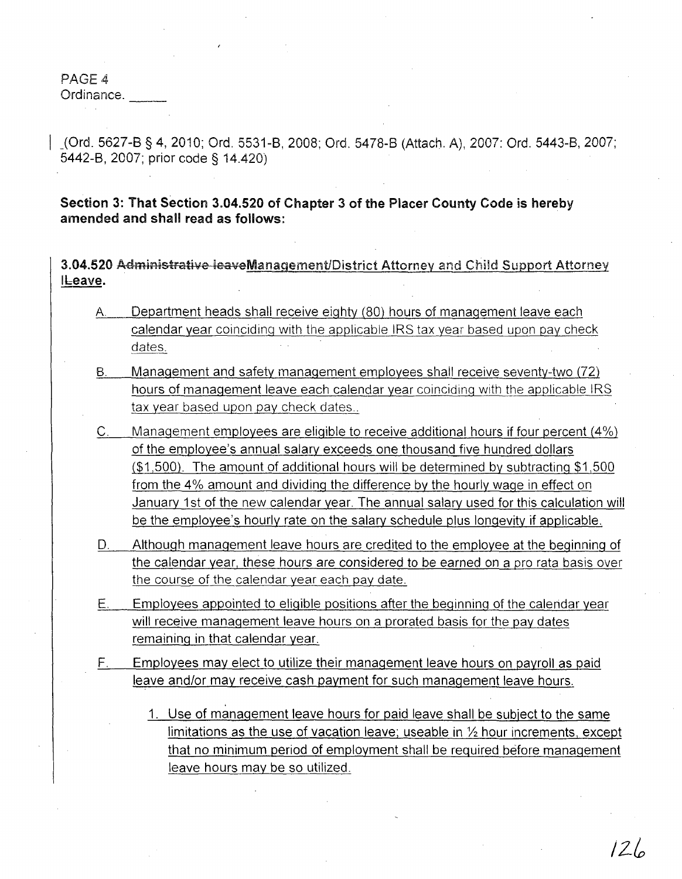PAGE 4
Ordinance. _____

(Ord. 5627-B § 4, 2010; Ord. 5531-B, 2008; Ord. 5478-B (Attach. A), 2007: Ord. 5443-B, 2007; 5442-B, 2007; prior code § 14.420)

**Section 3: That Section 3.04.520 of Chapter 3 of the Placer County Code is hereby amended and shall read as follows:**

**3.04.520 ~~Administrative leave~~Management/District Attorney and Child Support Attorney lLeave.**

A. Department heads shall receive eighty (80) hours of management leave each calendar year coinciding with the applicable IRS tax year based upon pay check dates.

B. Management and safety management employees shall receive seventy-two (72) hours of management leave each calendar year coinciding with the applicable IRS tax year based upon pay check dates..

C. Management employees are eligible to receive additional hours if four percent (4%) of the employee's annual salary exceeds one thousand five hundred dollars ($1,500). The amount of additional hours will be determined by subtracting $1,500 from the 4% amount and dividing the difference by the hourly wage in effect on January 1st of the new calendar year. The annual salary used for this calculation will be the employee's hourly rate on the salary schedule plus longevity if applicable.

D. Although management leave hours are credited to the employee at the beginning of the calendar year, these hours are considered to be earned on a pro rata basis over the course of the calendar year each pay date.

E. Employees appointed to eligible positions after the beginning of the calendar year will receive management leave hours on a prorated basis for the pay dates remaining in that calendar year.

F. Employees may elect to utilize their management leave hours on payroll as paid leave and/or may receive cash payment for such management leave hours.

1. Use of management leave hours for paid leave shall be subject to the same limitations as the use of vacation leave; useable in ½ hour increments, except that no minimum period of employment shall be required before management leave hours may be so utilized.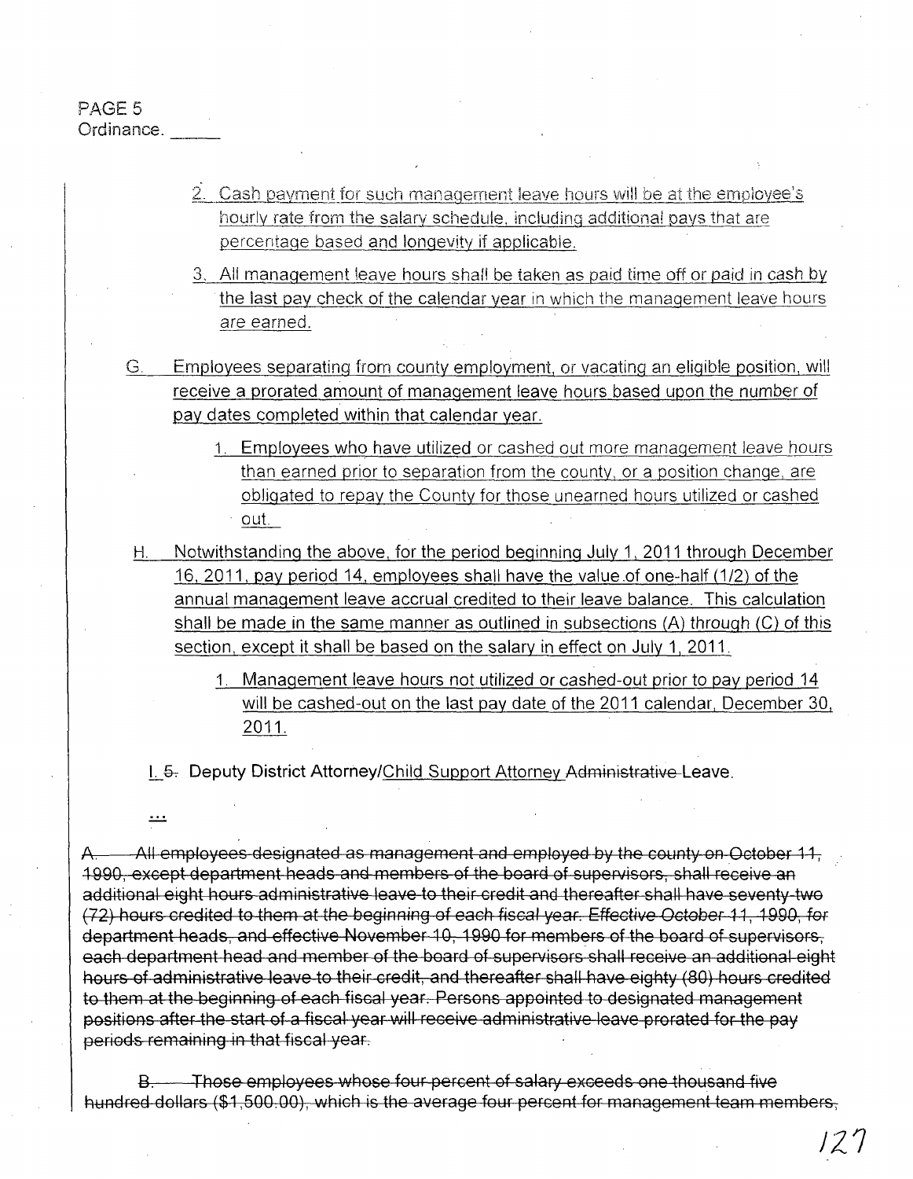2. Cash payment for such management leave hours will be at the employee's hourly rate from the salary schedule, including additional pays that are percentage based and longevity if applicable.

3. All management leave hours shall be taken as paid time off or paid in cash by the last pay check of the calendar year in which the management leave hours are earned.

G. Employees separating from county employment, or vacating an eligible position, will receive a prorated amount of management leave hours based upon the number of pay dates completed within that calendar year.

1. Employees who have utilized or cashed out more management leave hours than earned prior to separation from the county, or a position change, are obligated to repay the County for those unearned hours utilized or cashed out.

H. Notwithstanding the above, for the period beginning July 1, 2011 through December 16, 2011, pay period 14, employees shall have the value of one-half (1/2) of the annual management leave accrual credited to their leave balance. This calculation shall be made in the same manner as outlined in subsections (A) through (C) of this section, except it shall be based on the salary in effect on July 1, 2011.

1. Management leave hours not utilized or cashed-out prior to pay period 14 will be cashed-out on the last pay date of the 2011 calendar, December 30, 2011.

I. ~~5.~~ Deputy District Attorney/Child Support Attorney ~~Administrative~~ Leave.

...

~~A. All employees designated as management and employed by the county on October 11, 1990, except department heads and members of the board of supervisors, shall receive an additional eight hours administrative leave to their credit and thereafter shall have seventy-two (72) hours credited to them at the beginning of each fiscal year. Effective October 11, 1990, for department heads, and effective November 10, 1990 for members of the board of supervisors, each department head and member of the board of supervisors shall receive an additional eight hours of administrative leave to their credit, and thereafter shall have eighty (80) hours credited to them at the beginning of each fiscal year. Persons appointed to designated management positions after the start of a fiscal year will receive administrative leave prorated for the pay periods remaining in that fiscal year.~~

~~B. Those employees whose four percent of salary exceeds one thousand five hundred dollars ($1,500.00), which is the average four percent for management team members,~~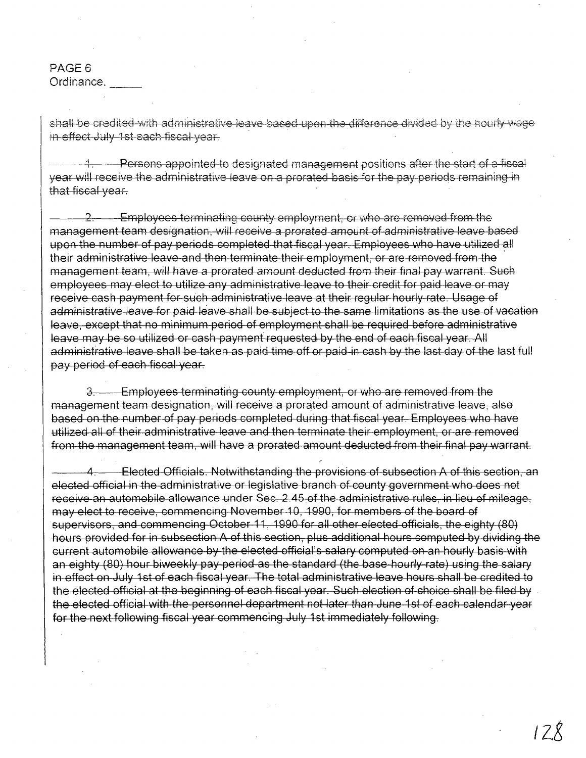PAGE 6
Ordinance. _____

~~shall be credited with administrative leave based upon the difference divided by the hourly wage in effect July 1st each fiscal year.~~

~~1. Persons appointed to designated management positions after the start of a fiscal year will receive the administrative leave on a prorated basis for the pay periods remaining in that fiscal year.~~

~~2. Employees terminating county employment, or who are removed from the management team designation, will receive a prorated amount of administrative leave based upon the number of pay periods completed that fiscal year. Employees who have utilized all their administrative leave and then terminate their employment, or are removed from the management team, will have a prorated amount deducted from their final pay warrant. Such employees may elect to utilize any administrative leave to their credit for paid leave or may receive cash payment for such administrative leave at their regular hourly rate. Usage of administrative leave for paid leave shall be subject to the same limitations as the use of vacation leave, except that no minimum period of employment shall be required before administrative leave may be so utilized or cash payment requested by the end of each fiscal year. All administrative leave shall be taken as paid time off or paid in cash by the last day of the last full pay period of each fiscal year.~~

~~3. Employees terminating county employment, or who are removed from the management team designation, will receive a prorated amount of administrative leave, also based on the number of pay periods completed during that fiscal year. Employees who have utilized all of their administrative leave and then terminate their employment, or are removed from the management team, will have a prorated amount deducted from their final pay warrant.~~

~~4. Elected Officials. Notwithstanding the provisions of subsection A of this section, an elected official in the administrative or legislative branch of county government who does not receive an automobile allowance under Sec. 2.45 of the administrative rules, in lieu of mileage, may elect to receive, commencing November 10, 1990, for members of the board of supervisors, and commencing October 11, 1990 for all other elected officials, the eighty (80) hours provided for in subsection A of this section, plus additional hours computed by dividing the current automobile allowance by the elected official's salary computed on an hourly basis with an eighty (80) hour biweekly pay period as the standard (the base hourly rate) using the salary in effect on July 1st of each fiscal year. The total administrative leave hours shall be credited to the elected official at the beginning of each fiscal year. Such election of choice shall be filed by the elected official with the personnel department not later than June 1st of each calendar year for the next following fiscal year commencing July 1st immediately following.~~